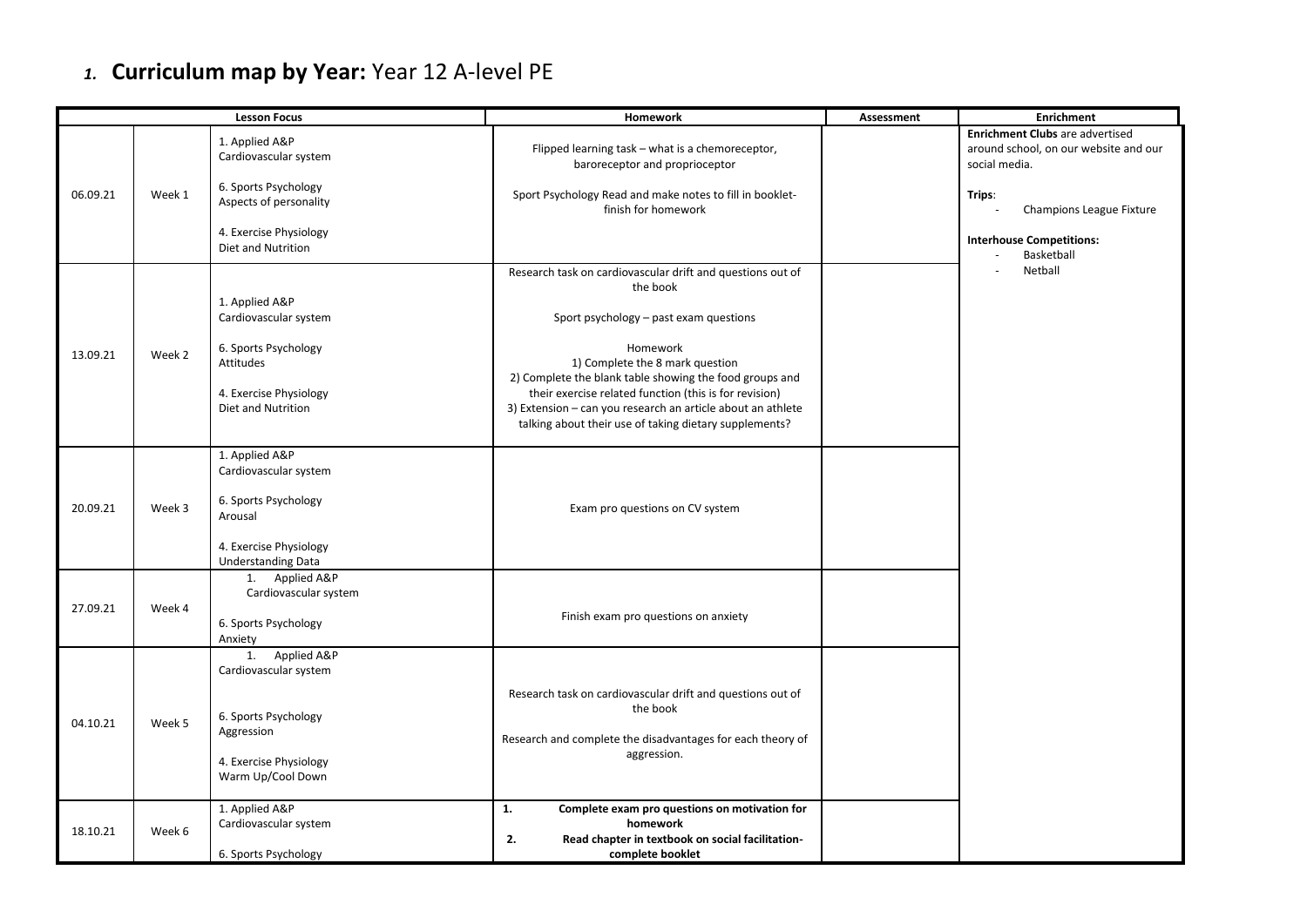## 1. **Curriculum map by Year:** Year 12 A-level PE

| Lesson Focus | | | Homework | Assessment | Enrichment |
|---|---|---|---|---|---|
| 06.09.21 | Week 1 | 1. Applied A&P<br>Cardiovascular system<br><br>6. Sports Psychology<br>Aspects of personality<br><br>4. Exercise Physiology<br>Diet and Nutrition | Flipped learning task – what is a chemoreceptor, baroreceptor and proprioceptor<br><br>Sport Psychology Read and make notes to fill in booklet- finish for homework | | **Enrichment Clubs** are advertised around school, on our website and our social media.<br><br>**Trips**:<br>- Champions League Fixture<br><br>**Interhouse Competitions:**<br>- Basketball<br>- Netball |
| 13.09.21 | Week 2 | 1. Applied A&P<br>Cardiovascular system<br><br>6. Sports Psychology<br>Attitudes<br><br>4. Exercise Physiology<br>Diet and Nutrition | Research task on cardiovascular drift and questions out of the book<br><br>Sport psychology – past exam questions<br><br>Homework<br>1) Complete the 8 mark question<br>2) Complete the blank table showing the food groups and their exercise related function (this is for revision)<br>3) Extension – can you research an article about an athlete talking about their use of taking dietary supplements? | | |
| 20.09.21 | Week 3 | 1. Applied A&P<br>Cardiovascular system<br><br>6. Sports Psychology<br>Arousal<br><br>4. Exercise Physiology<br>Understanding Data | Exam pro questions on CV system | | |
| 27.09.21 | Week 4 | 1. Applied A&P<br>Cardiovascular system<br><br>6. Sports Psychology<br>Anxiety | Finish exam pro questions on anxiety | | |
| 04.10.21 | Week 5 | 1. Applied A&P<br>Cardiovascular system<br><br>6. Sports Psychology<br>Aggression<br><br>4. Exercise Physiology<br>Warm Up/Cool Down | Research task on cardiovascular drift and questions out of the book<br><br>Research and complete the disadvantages for each theory of aggression. | | |
| 18.10.21 | Week 6 | 1. Applied A&P<br>Cardiovascular system<br><br>6. Sports Psychology | **1. Complete exam pro questions on motivation for homework**<br>**2. Read chapter in textbook on social facilitation- complete booklet** | | |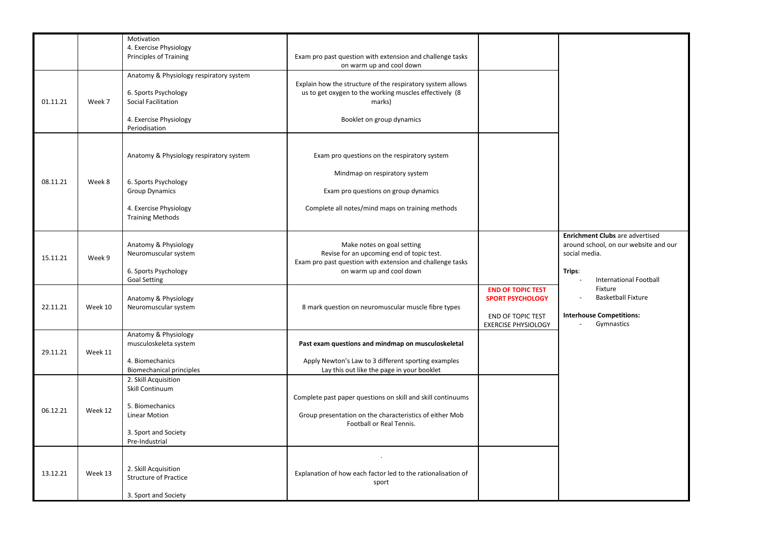| | | | | | |
|---|---|---|---|---|---|
| | | Motivation<br>4. Exercise Physiology<br>Principles of Training | Exam pro past question with extension and challenge tasks on warm up and cool down | | |
| 01.11.21 | Week 7 | Anatomy & Physiology respiratory system<br><br>6. Sports Psychology<br>Social Facilitation<br><br>4. Exercise Physiology<br>Periodisation | Explain how the structure of the respiratory system allows us to get oxygen to the working muscles effectively (8 marks)<br><br>Booklet on group dynamics | | |
| 08.11.21 | Week 8 | Anatomy & Physiology respiratory system<br><br>6. Sports Psychology<br>Group Dynamics<br><br>4. Exercise Physiology<br>Training Methods | Exam pro questions on the respiratory system<br><br>Mindmap on respiratory system<br><br>Exam pro questions on group dynamics<br><br>Complete all notes/mind maps on training methods | | |
| 15.11.21 | Week 9 | Anatomy & Physiology<br>Neuromuscular system<br><br>6. Sports Psychology<br>Goal Setting | Make notes on goal setting<br>Revise for an upcoming end of topic test.<br>Exam pro past question with extension and challenge tasks on warm up and cool down | | **Enrichment Clubs** are advertised around school, on our website and our social media.<br><br>**Trips**:<br>- International Football Fixture<br>- Basketball Fixture<br><br>**Interhouse Competitions:**<br>- Gymnastics |
| 22.11.21 | Week 10 | Anatomy & Physiology<br>Neuromuscular system | 8 mark question on neuromuscular muscle fibre types | **END OF TOPIC TEST SPORT PSYCHOLOGY**<br><br>END OF TOPIC TEST EXERCISE PHYSIOLOGY | |
| 29.11.21 | Week 11 | Anatomy & Physiology<br>musculoskeleta system<br><br>4. Biomechanics<br>Biomechanical principles | **Past exam questions and mindmap on musculoskeletal**<br><br>Apply Newton's Law to 3 different sporting examples<br>Lay this out like the page in your booklet | | |
| 06.12.21 | Week 12 | 2. Skill Acquisition<br>Skill Continuum<br><br>5. Biomechanics<br>Linear Motion<br><br>3. Sport and Society<br>Pre-Industrial | Complete past paper questions on skill and skill continuums<br><br>Group presentation on the characteristics of either Mob Football or Real Tennis. | | |
| 13.12.21 | Week 13 | 2. Skill Acquisition<br>Structure of Practice<br><br>3. Sport and Society | .<br><br>Explanation of how each factor led to the rationalisation of sport | | |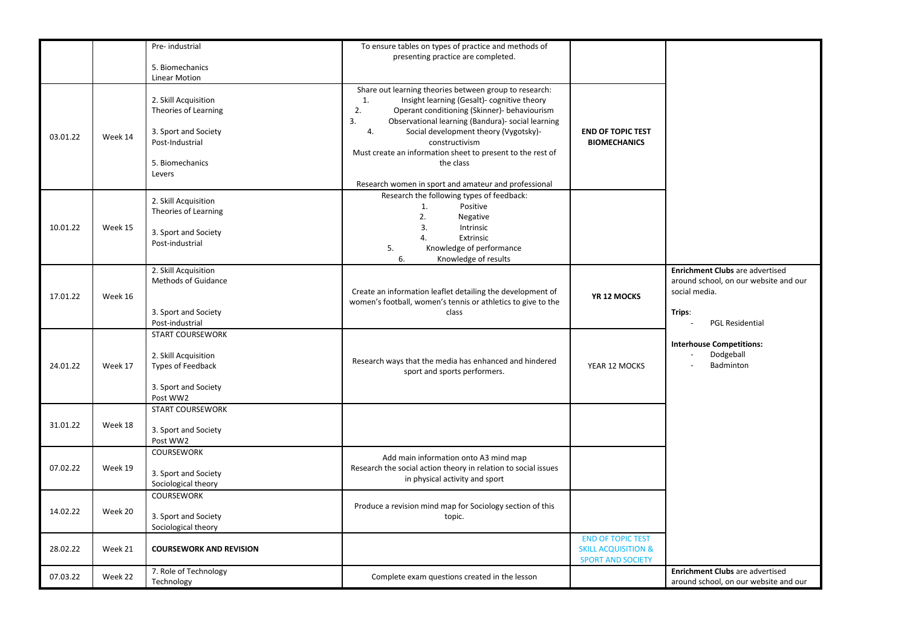| | | | | | |
|---|---|---|---|---|---|
| | | Pre- industrial<br><br>5. Biomechanics<br>Linear Motion | To ensure tables on types of practice and methods of presenting practice are completed. | | |
| 03.01.22 | Week 14 | 2. Skill Acquisition<br>Theories of Learning<br><br>3. Sport and Society<br>Post-Industrial<br><br>5. Biomechanics<br>Levers | Share out learning theories between group to research:<br>1. Insight learning (Gesalt)- cognitive theory<br>2. Operant conditioning (Skinner)- behaviourism<br>3. Observational learning (Bandura)- social learning<br>4. Social development theory (Vygotsky)- constructivism<br>Must create an information sheet to present to the rest of the class<br><br>Research women in sport and amateur and professional | **END OF TOPIC TEST BIOMECHANICS** | |
| 10.01.22 | Week 15 | 2. Skill Acquisition<br>Theories of Learning<br><br>3. Sport and Society<br>Post-industrial | Research the following types of feedback:<br>1. Positive<br>2. Negative<br>3. Intrinsic<br>4. Extrinsic<br>5. Knowledge of performance<br>6. Knowledge of results | | |
| 17.01.22 | Week 16 | 2. Skill Acquisition<br>Methods of Guidance<br><br>3. Sport and Society<br>Post-industrial | Create an information leaflet detailing the development of women's football, women's tennis or athletics to give to the class | **YR 12 MOCKS** | **Enrichment Clubs** are advertised around school, on our website and our social media.<br><br>**Trips**:<br>- PGL Residential<br><br>**Interhouse Competitions:**<br>- Dodgeball<br>- Badminton |
| 24.01.22 | Week 17 | START COURSEWORK<br><br>2. Skill Acquisition<br>Types of Feedback<br><br>3. Sport and Society<br>Post WW2 | Research ways that the media has enhanced and hindered sport and sports performers. | YEAR 12 MOCKS | |
| 31.01.22 | Week 18 | START COURSEWORK<br><br>3. Sport and Society<br>Post WW2 | | | |
| 07.02.22 | Week 19 | COURSEWORK<br><br>3. Sport and Society<br>Sociological theory | Add main information onto A3 mind map<br>Research the social action theory in relation to social issues in physical activity and sport | | |
| 14.02.22 | Week 20 | COURSEWORK<br><br>3. Sport and Society<br>Sociological theory | Produce a revision mind map for Sociology section of this topic. | | |
| 28.02.22 | Week 21 | **COURSEWORK AND REVISION** | | END OF TOPIC TEST SKILL ACQUISITION & SPORT AND SOCIETY | |
| 07.03.22 | Week 22 | 7. Role of Technology<br>Technology | Complete exam questions created in the lesson | | **Enrichment Clubs** are advertised around school, on our website and our |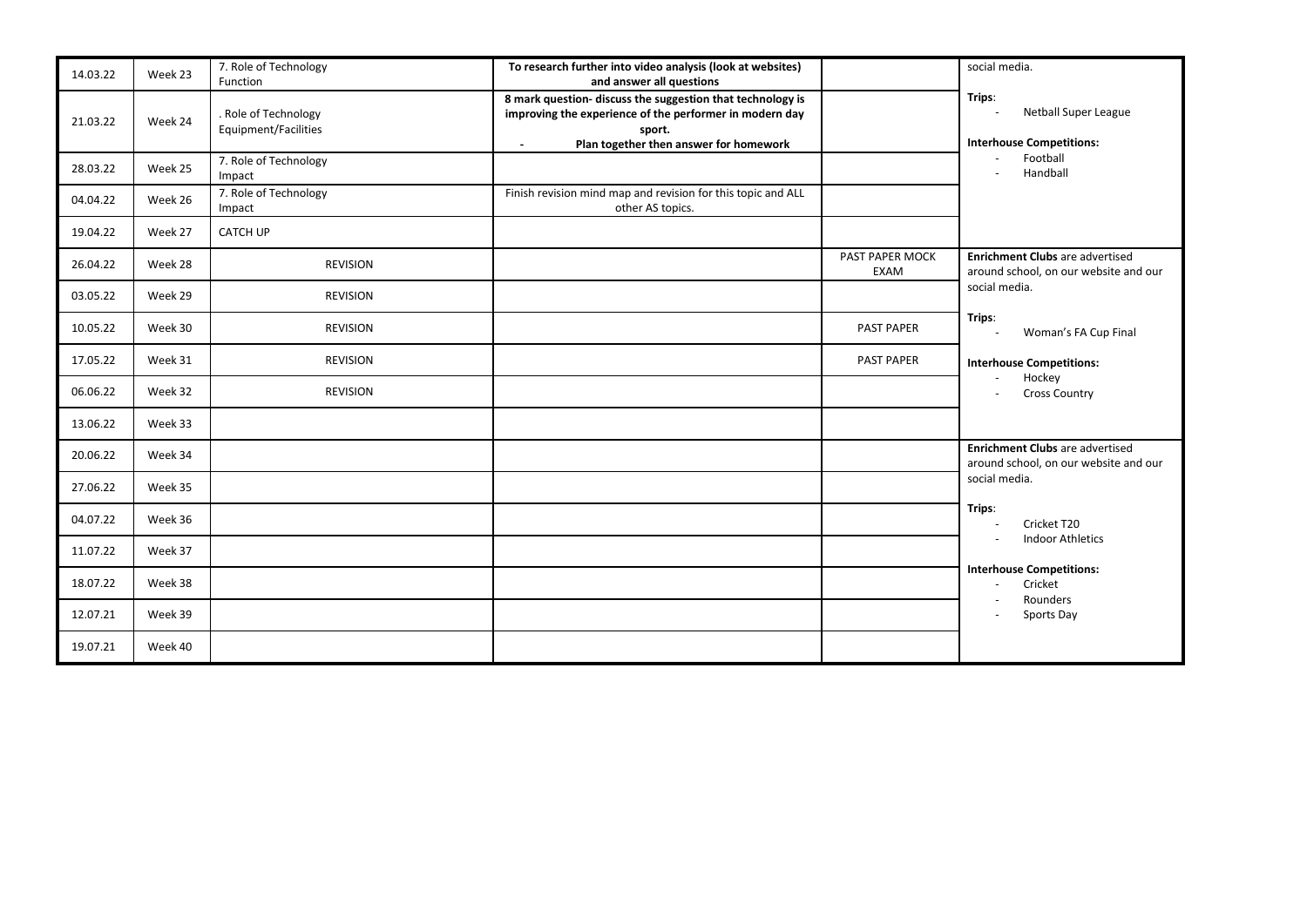| | | | | | |
|---|---|---|---|---|---|
| 14.03.22 | Week 23 | 7. Role of Technology<br>Function | **To research further into video analysis (look at websites) and answer all questions** | | social media. |
| 21.03.22 | Week 24 | . Role of Technology<br>Equipment/Facilities | **8 mark question- discuss the suggestion that technology is improving the experience of the performer in modern day sport.**<br>- **Plan together then answer for homework** | | **Trips**:<br>- Netball Super League<br><br>**Interhouse Competitions:** |
| 28.03.22 | Week 25 | 7. Role of Technology<br>Impact | | | - Football<br>- Handball |
| 04.04.22 | Week 26 | 7. Role of Technology<br>Impact | Finish revision mind map and revision for this topic and ALL other AS topics. | | |
| 19.04.22 | Week 27 | CATCH UP | | | |
| 26.04.22 | Week 28 | REVISION | | PAST PAPER MOCK EXAM | **Enrichment Clubs** are advertised around school, on our website and our |
| 03.05.22 | Week 29 | REVISION | | | social media. |
| 10.05.22 | Week 30 | REVISION | | PAST PAPER | **Trips**:<br>- Woman's FA Cup Final |
| 17.05.22 | Week 31 | REVISION | | PAST PAPER | **Interhouse Competitions:** |
| 06.06.22 | Week 32 | REVISION | | | - Hockey<br>- Cross Country |
| 13.06.22 | Week 33 | | | | |
| 20.06.22 | Week 34 | | | | **Enrichment Clubs** are advertised around school, on our website and our |
| 27.06.22 | Week 35 | | | | social media. |
| 04.07.22 | Week 36 | | | | **Trips**:<br>- Cricket T20 |
| 11.07.22 | Week 37 | | | | - Indoor Athletics |
| 18.07.22 | Week 38 | | | | **Interhouse Competitions:**<br>- Cricket |
| 12.07.21 | Week 39 | | | | - Rounders<br>- Sports Day |
| 19.07.21 | Week 40 | | | | |